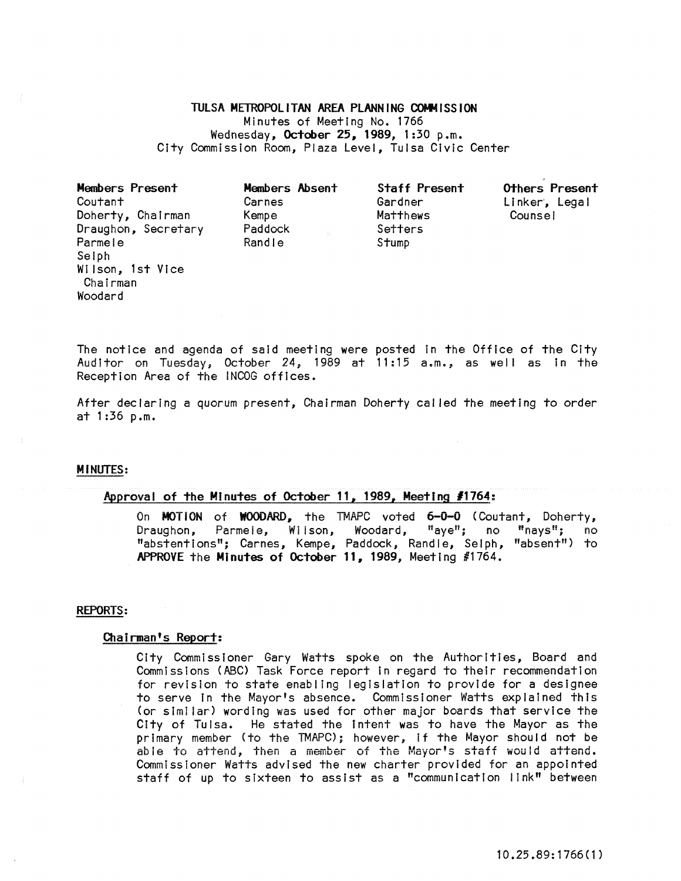# TULSA METROPOLITAN AREA PLANNING COMMISSION

Minutes of Meeting No. 1766
Wednesday, **October 25, 1989**, 1:30 p.m.
City Commission Room, Plaza Level, Tulsa Civic Center

| Members Present | Members Absent | Staff Present | Others Present |
|---|---|---|---|
| Coutant | Carnes | Gardner | Linker, Legal Counsel |
| Doherty, Chairman | Kempe | Matthews | |
| Draughon, Secretary | Paddock | Setters | |
| Parmele | Randle | Stump | |
| Selph | | | |
| Wilson, 1st Vice Chairman | | | |
| Woodard | | | |

The notice and agenda of said meeting were posted in the Office of the City Auditor on Tuesday, October 24, 1989 at 11:15 a.m., as well as in the Reception Area of the INCOG offices.

After declaring a quorum present, Chairman Doherty called the meeting to order at 1:36 p.m.

## MINUTES:

### Approval of the Minutes of October 11, 1989, Meeting #1764:

On **MOTION** of **WOODARD**, the TMAPC voted **6-0-0** (Coutant, Doherty, Draughon, Parmele, Wilson, Woodard, "aye"; no "nays"; no "abstentions"; Carnes, Kempe, Paddock, Randle, Selph, "absent") to **APPROVE** the **Minutes of October 11, 1989**, Meeting #1764.

## REPORTS:

### Chairman's Report:

City Commissioner Gary Watts spoke on the Authorities, Board and Commissions (ABC) Task Force report in regard to their recommendation for revision to state enabling legislation to provide for a designee to serve in the Mayor's absence. Commissioner Watts explained this (or similar) wording was used for other major boards that service the City of Tulsa. He stated the intent was to have the Mayor as the primary member (to the TMAPC); however, if the Mayor should not be able to attend, then a member of the Mayor's staff would attend. Commissioner Watts advised the new charter provided for an appointed staff of up to sixteen to assist as a "communication link" between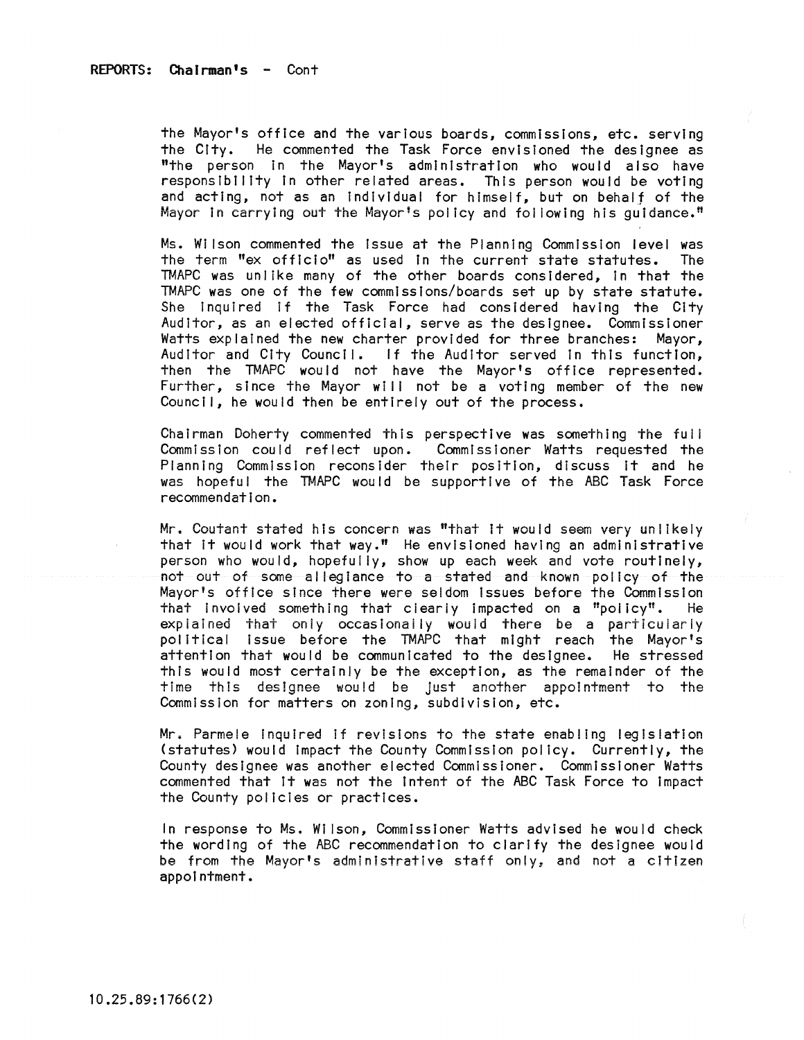**REPORTS: Chairman's - Cont**

the Mayor's office and the various boards, commissions, etc. serving the City. He commented the Task Force envisioned the designee as "the person in the Mayor's administration who would also have responsibility in other related areas. This person would be voting and acting, not as an individual for himself, but on behalf of the Mayor in carrying out the Mayor's policy and following his guidance."

Ms. Wilson commented the issue at the Planning Commission level was the term "ex officio" as used in the current state statutes. The TMAPC was unlike many of the other boards considered, in that the TMAPC was one of the few commissions/boards set up by state statute. She inquired if the Task Force had considered having the City Auditor, as an elected official, serve as the designee. Commissioner Watts explained the new charter provided for three branches: Mayor, Auditor and City Council. If the Auditor served in this function, then the TMAPC would not have the Mayor's office represented. Further, since the Mayor will not be a voting member of the new Council, he would then be entirely out of the process.

Chairman Doherty commented this perspective was something the full Commission could reflect upon. Commissioner Watts requested the Planning Commission reconsider their position, discuss it and he was hopeful the TMAPC would be supportive of the ABC Task Force recommendation.

Mr. Coutant stated his concern was "that it would seem very unlikely that it would work that way." He envisioned having an administrative person who would, hopefully, show up each week and vote routinely, not out of some allegiance to a stated and known policy of the Mayor's office since there were seldom issues before the Commission that involved something that clearly impacted on a "policy". He explained that only occasionally would there be a particularly political issue before the TMAPC that might reach the Mayor's attention that would be communicated to the designee. He stressed this would most certainly be the exception, as the remainder of the time this designee would be just another appointment to the Commission for matters on zoning, subdivision, etc.

Mr. Parmele inquired if revisions to the state enabling legislation (statutes) would impact the County Commission policy. Currently, the County designee was another elected Commissioner. Commissioner Watts commented that it was not the intent of the ABC Task Force to impact the County policies or practices.

In response to Ms. Wilson, Commissioner Watts advised he would check the wording of the ABC recommendation to clarify the designee would be from the Mayor's administrative staff only, and not a citizen appointment.

10.25.89:1766(2)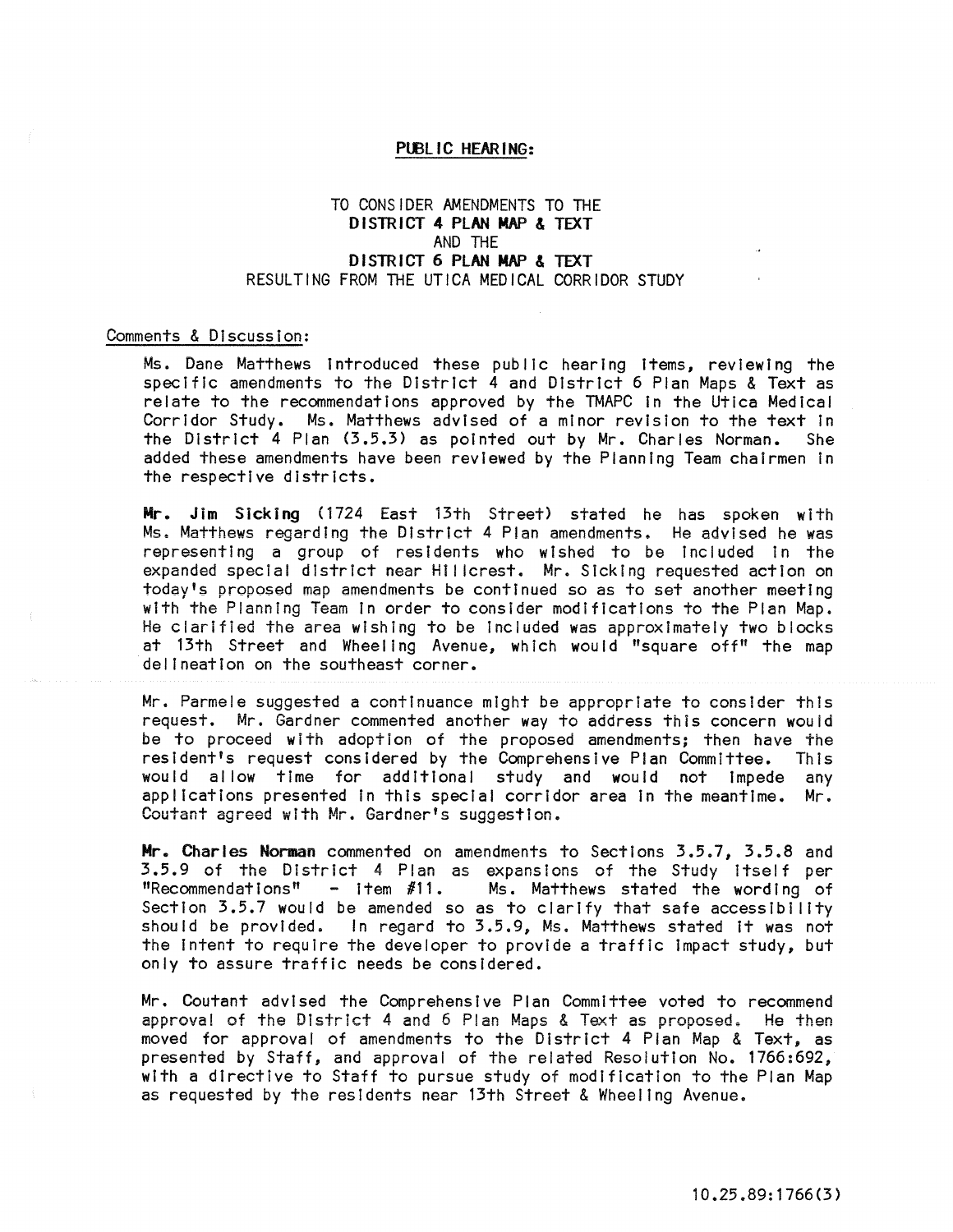**PUBLIC HEARING:**

TO CONSIDER AMENDMENTS TO THE
**DISTRICT 4 PLAN MAP & TEXT**
AND THE
**DISTRICT 6 PLAN MAP & TEXT**
RESULTING FROM THE UTICA MEDICAL CORRIDOR STUDY

Comments & Discussion:

Ms. Dane Matthews introduced these public hearing items, reviewing the specific amendments to the District 4 and District 6 Plan Maps & Text as relate to the recommendations approved by the TMAPC in the Utica Medical Corridor Study. Ms. Matthews advised of a minor revision to the text in the District 4 Plan (3.5.3) as pointed out by Mr. Charles Norman. She added these amendments have been reviewed by the Planning Team chairmen in the respective districts.

**Mr. Jim Sicking** (1724 East 13th Street) stated he has spoken with Ms. Matthews regarding the District 4 Plan amendments. He advised he was representing a group of residents who wished to be included in the expanded special district near Hillcrest. Mr. Sicking requested action on today's proposed map amendments be continued so as to set another meeting with the Planning Team in order to consider modifications to the Plan Map. He clarified the area wishing to be included was approximately two blocks at 13th Street and Wheeling Avenue, which would "square off" the map delineation on the southeast corner.

Mr. Parmele suggested a continuance might be appropriate to consider this request. Mr. Gardner commented another way to address this concern would be to proceed with adoption of the proposed amendments; then have the resident's request considered by the Comprehensive Plan Committee. This would allow time for additional study and would not impede any applications presented in this special corridor area in the meantime. Mr. Coutant agreed with Mr. Gardner's suggestion.

**Mr. Charles Norman** commented on amendments to Sections 3.5.7, 3.5.8 and 3.5.9 of the District 4 Plan as expansions of the Study itself per "Recommendations" - Item #11. Ms. Matthews stated the wording of Section 3.5.7 would be amended so as to clarify that safe accessibility should be provided. In regard to 3.5.9, Ms. Matthews stated it was not the intent to require the developer to provide a traffic impact study, but only to assure traffic needs be considered.

Mr. Coutant advised the Comprehensive Plan Committee voted to recommend approval of the District 4 and 6 Plan Maps & Text as proposed. He then moved for approval of amendments to the District 4 Plan Map & Text, as presented by Staff, and approval of the related Resolution No. 1766:692, with a directive to Staff to pursue study of modification to the Plan Map as requested by the residents near 13th Street & Wheeling Avenue.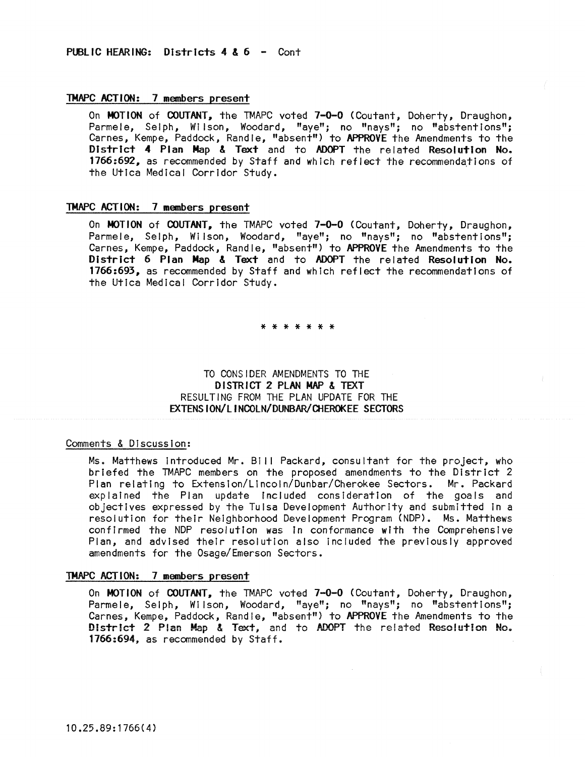PUBLIC HEARING: Districts 4 & 6 - Cont

TMAPC ACTION: 7 members present

On **MOTION** of **COUTANT**, the TMAPC voted **7-0-0** (Coutant, Doherty, Draughon, Parmele, Selph, Wilson, Woodard, "aye"; no "nays"; no "abstentions"; Carnes, Kempe, Paddock, Randle, "absent") to **APPROVE** the Amendments to the **District 4 Plan Map & Text** and to **ADOPT** the related **Resolution No. 1766:692**, as recommended by Staff and which reflect the recommendations of the Utica Medical Corridor Study.

TMAPC ACTION: 7 members present

On **MOTION** of **COUTANT**, the TMAPC voted **7-0-0** (Coutant, Doherty, Draughon, Parmele, Selph, Wilson, Woodard, "aye"; no "nays"; no "abstentions"; Carnes, Kempe, Paddock, Randle, "absent") to **APPROVE** the Amendments to the **District 6 Plan Map & Text** and to **ADOPT** the related **Resolution No. 1766:693**, as recommended by Staff and which reflect the recommendations of the Utica Medical Corridor Study.

* * * * * * *

TO CONSIDER AMENDMENTS TO THE
**DISTRICT 2 PLAN MAP & TEXT**
RESULTING FROM THE PLAN UPDATE FOR THE
**EXTENSION/LINCOLN/DUNBAR/CHEROKEE SECTORS**

Comments & Discussion:

Ms. Matthews introduced Mr. Bill Packard, consultant for the project, who briefed the TMAPC members on the proposed amendments to the District 2 Plan relating to Extension/Lincoln/Dunbar/Cherokee Sectors. Mr. Packard explained the Plan update included consideration of the goals and objectives expressed by the Tulsa Development Authority and submitted in a resolution for their Neighborhood Development Program (NDP). Ms. Matthews confirmed the NDP resolution was in conformance with the Comprehensive Plan, and advised their resolution also included the previously approved amendments for the Osage/Emerson Sectors.

TMAPC ACTION: 7 members present

On **MOTION** of **COUTANT**, the TMAPC voted **7-0-0** (Coutant, Doherty, Draughon, Parmele, Selph, Wilson, Woodard, "aye"; no "nays"; no "abstentions"; Carnes, Kempe, Paddock, Randle, "absent") to **APPROVE** the Amendments to the **District 2 Plan Map & Text**, and to **ADOPT** the related **Resolution No. 1766:694**, as recommended by Staff.

10.25.89:1766(4)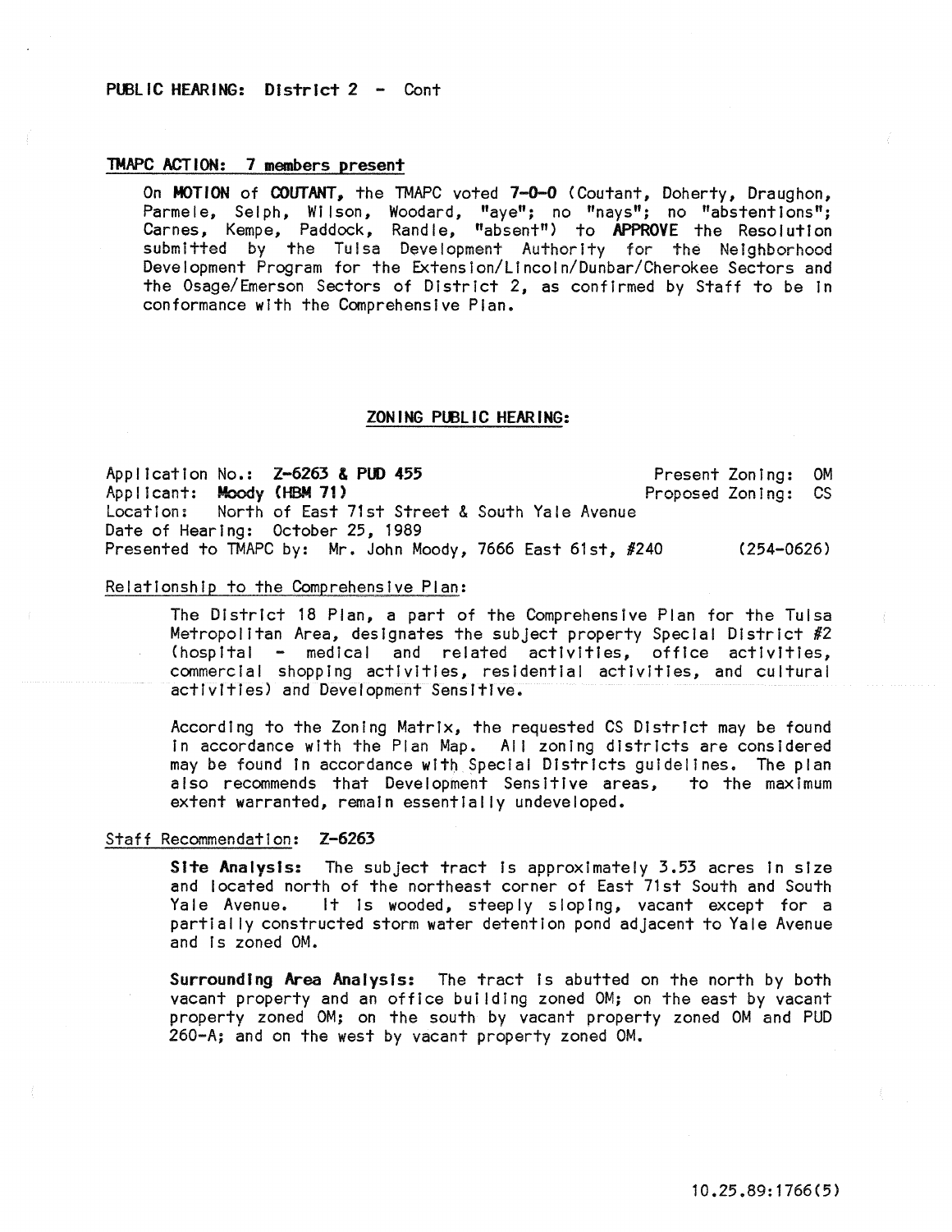PUBLIC HEARING: District 2 - Cont

**TMAPC ACTION: 7 members present**

On **MOTION** of **COUTANT**, the TMAPC voted **7-0-0** (Coutant, Doherty, Draughon, Parmele, Selph, Wilson, Woodard, "aye"; no "nays"; no "abstentions"; Carnes, Kempe, Paddock, Randle, "absent") to **APPROVE** the Resolution submitted by the Tulsa Development Authority for the Neighborhood Development Program for the Extension/Lincoln/Dunbar/Cherokee Sectors and the Osage/Emerson Sectors of District 2, as confirmed by Staff to be in conformance with the Comprehensive Plan.

## ZONING PUBLIC HEARING:

Application No.: **Z-6263 & PUD 455** — Present Zoning: OM
Applicant: **Moody (HBM 71)** — Proposed Zoning: CS
Location: North of East 71st Street & South Yale Avenue
Date of Hearing: October 25, 1989
Presented to TMAPC by: Mr. John Moody, 7666 East 61st, #240 (254-0626)

Relationship to the Comprehensive Plan:

The District 18 Plan, a part of the Comprehensive Plan for the Tulsa Metropolitan Area, designates the subject property Special District #2 (hospital - medical and related activities, office activities, commercial shopping activities, residential activities, and cultural activities) and Development Sensitive.

According to the Zoning Matrix, the requested CS District may be found in accordance with the Plan Map. All zoning districts are considered may be found in accordance with Special Districts guidelines. The plan also recommends that Development Sensitive areas, to the maximum extent warranted, remain essentially undeveloped.

Staff Recommendation: **Z-6263**

**Site Analysis:** The subject tract is approximately 3.53 acres in size and located north of the northeast corner of East 71st South and South Yale Avenue. It is wooded, steeply sloping, vacant except for a partially constructed storm water detention pond adjacent to Yale Avenue and is zoned OM.

**Surrounding Area Analysis:** The tract is abutted on the north by both vacant property and an office building zoned OM; on the east by vacant property zoned OM; on the south by vacant property zoned OM and PUD 260-A; and on the west by vacant property zoned OM.

10.25.89:1766(5)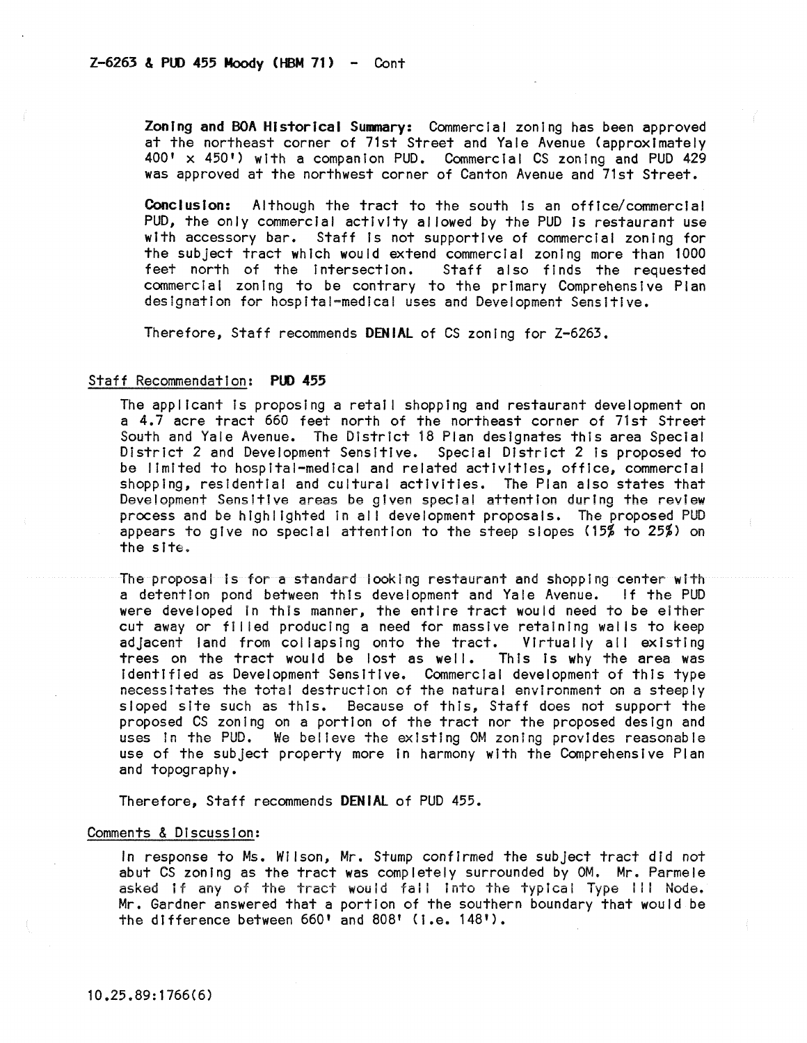Z-6263 & PUD 455 Moody (HBM 71) - Cont

**Zoning and BOA Historical Summary:** Commercial zoning has been approved at the northeast corner of 71st Street and Yale Avenue (approximately 400' x 450') with a companion PUD. Commercial CS zoning and PUD 429 was approved at the northwest corner of Canton Avenue and 71st Street.

**Conclusion:** Although the tract to the south is an office/commercial PUD, the only commercial activity allowed by the PUD is restaurant use with accessory bar. Staff is not supportive of commercial zoning for the subject tract which would extend commercial zoning more than 1000 feet north of the intersection. Staff also finds the requested commercial zoning to be contrary to the primary Comprehensive Plan designation for hospital-medical uses and Development Sensitive.

Therefore, Staff recommends **DENIAL** of CS zoning for Z-6263.

## Staff Recommendation: **PUD 455**

The applicant is proposing a retail shopping and restaurant development on a 4.7 acre tract 660 feet north of the northeast corner of 71st Street South and Yale Avenue. The District 18 Plan designates this area Special District 2 and Development Sensitive. Special District 2 is proposed to be limited to hospital-medical and related activities, office, commercial shopping, residential and cultural activities. The Plan also states that Development Sensitive areas be given special attention during the review process and be highlighted in all development proposals. The proposed PUD appears to give no special attention to the steep slopes (15% to 25%) on the site.

The proposal is for a standard looking restaurant and shopping center with a detention pond between this development and Yale Avenue. If the PUD were developed in this manner, the entire tract would need to be either cut away or filled producing a need for massive retaining walls to keep adjacent land from collapsing onto the tract. Virtually all existing trees on the tract would be lost as well. This is why the area was identified as Development Sensitive. Commercial development of this type necessitates the total destruction of the natural environment on a steeply sloped site such as this. Because of this, Staff does not support the proposed CS zoning on a portion of the tract nor the proposed design and uses in the PUD. We believe the existing OM zoning provides reasonable use of the subject property more in harmony with the Comprehensive Plan and topography.

Therefore, Staff recommends **DENIAL** of PUD 455.

## Comments & Discussion:

In response to Ms. Wilson, Mr. Stump confirmed the subject tract did not abut CS zoning as the tract was completely surrounded by OM. Mr. Parmele asked if any of the tract would fall into the typical Type III Node. Mr. Gardner answered that a portion of the southern boundary that would be the difference between 660' and 808' (i.e. 148').

10.25.89:1766(6)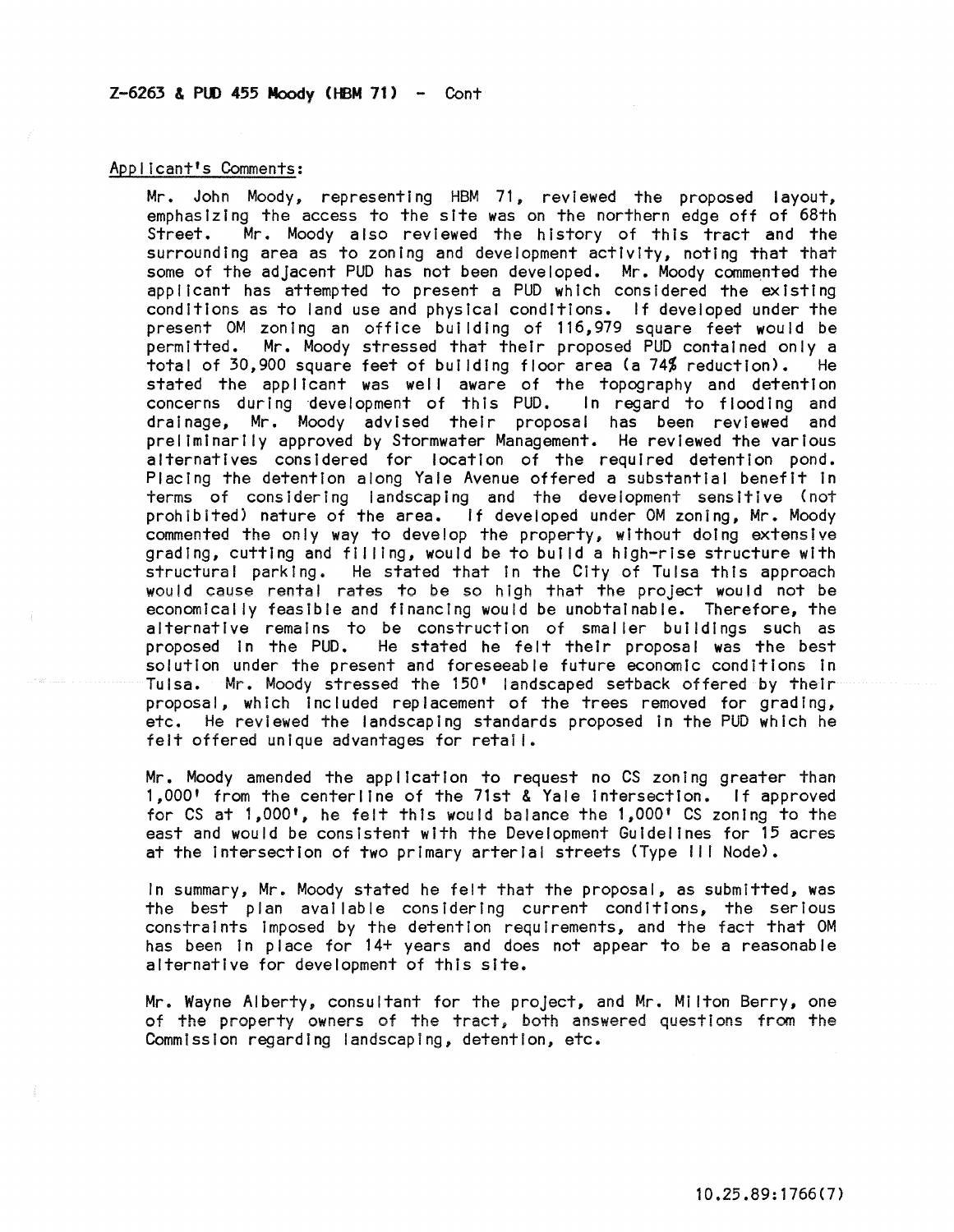Z-6263 & PUD 455 Moody (HBM 71) - Cont

Applicant's Comments:

Mr. John Moody, representing HBM 71, reviewed the proposed layout, emphasizing the access to the site was on the northern edge off of 68th Street. Mr. Moody also reviewed the history of this tract and the surrounding area as to zoning and development activity, noting that that some of the adjacent PUD has not been developed. Mr. Moody commented the applicant has attempted to present a PUD which considered the existing conditions as to land use and physical conditions. If developed under the present OM zoning an office building of 116,979 square feet would be permitted. Mr. Moody stressed that their proposed PUD contained only a total of 30,900 square feet of building floor area (a 74% reduction). He stated the applicant was well aware of the topography and detention concerns during development of this PUD. In regard to flooding and drainage, Mr. Moody advised their proposal has been reviewed and preliminarily approved by Stormwater Management. He reviewed the various alternatives considered for location of the required detention pond. Placing the detention along Yale Avenue offered a substantial benefit in terms of considering landscaping and the development sensitive (not prohibited) nature of the area. If developed under OM zoning, Mr. Moody commented the only way to develop the property, without doing extensive grading, cutting and filling, would be to build a high-rise structure with structural parking. He stated that in the City of Tulsa this approach would cause rental rates to be so high that the project would not be economically feasible and financing would be unobtainable. Therefore, the alternative remains to be construction of smaller buildings such as proposed in the PUD. He stated he felt their proposal was the best solution under the present and foreseeable future economic conditions in Tulsa. Mr. Moody stressed the 150' landscaped setback offered by their proposal, which included replacement of the trees removed for grading, etc. He reviewed the landscaping standards proposed in the PUD which he felt offered unique advantages for retail.

Mr. Moody amended the application to request no CS zoning greater than 1,000' from the centerline of the 71st & Yale intersection. If approved for CS at 1,000', he felt this would balance the 1,000' CS zoning to the east and would be consistent with the Development Guidelines for 15 acres at the intersection of two primary arterial streets (Type III Node).

In summary, Mr. Moody stated he felt that the proposal, as submitted, was the best plan available considering current conditions, the serious constraints imposed by the detention requirements, and the fact that OM has been in place for 14+ years and does not appear to be a reasonable alternative for development of this site.

Mr. Wayne Alberty, consultant for the project, and Mr. Milton Berry, one of the property owners of the tract, both answered questions from the Commission regarding landscaping, detention, etc.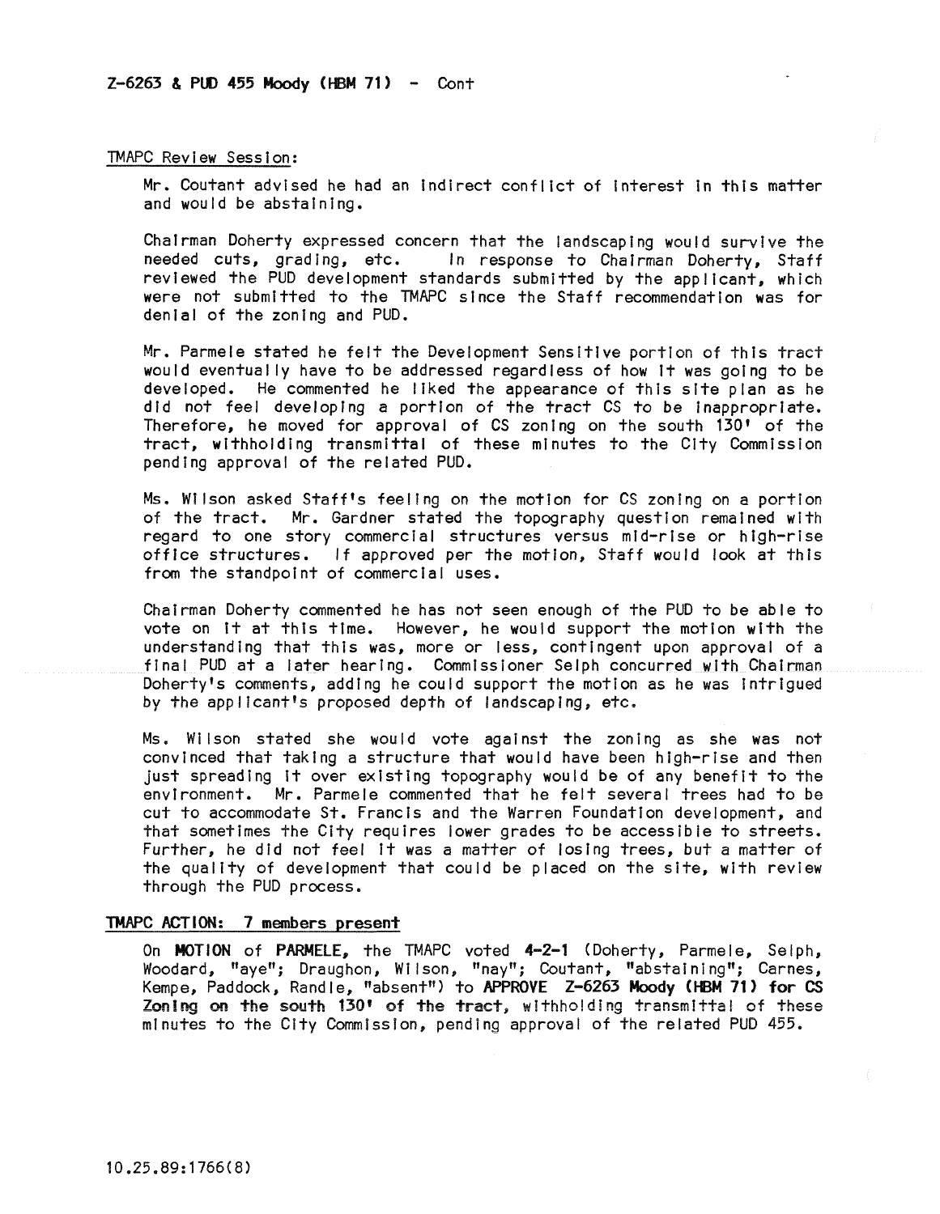Z-6263 & PUD 455 Moody (HBM 71) - Cont

TMAPC Review Session:

Mr. Coutant advised he had an indirect conflict of interest in this matter and would be abstaining.

Chairman Doherty expressed concern that the landscaping would survive the needed cuts, grading, etc. In response to Chairman Doherty, Staff reviewed the PUD development standards submitted by the applicant, which were not submitted to the TMAPC since the Staff recommendation was for denial of the zoning and PUD.

Mr. Parmele stated he felt the Development Sensitive portion of this tract would eventually have to be addressed regardless of how it was going to be developed. He commented he liked the appearance of this site plan as he did not feel developing a portion of the tract CS to be inappropriate. Therefore, he moved for approval of CS zoning on the south 130' of the tract, withholding transmittal of these minutes to the City Commission pending approval of the related PUD.

Ms. Wilson asked Staff's feeling on the motion for CS zoning on a portion of the tract. Mr. Gardner stated the topography question remained with regard to one story commercial structures versus mid-rise or high-rise office structures. If approved per the motion, Staff would look at this from the standpoint of commercial uses.

Chairman Doherty commented he has not seen enough of the PUD to be able to vote on it at this time. However, he would support the motion with the understanding that this was, more or less, contingent upon approval of a final PUD at a later hearing. Commissioner Selph concurred with Chairman Doherty's comments, adding he could support the motion as he was intrigued by the applicant's proposed depth of landscaping, etc.

Ms. Wilson stated she would vote against the zoning as she was not convinced that taking a structure that would have been high-rise and then just spreading it over existing topography would be of any benefit to the environment. Mr. Parmele commented that he felt several trees had to be cut to accommodate St. Francis and the Warren Foundation development, and that sometimes the City requires lower grades to be accessible to streets. Further, he did not feel it was a matter of losing trees, but a matter of the quality of development that could be placed on the site, with review through the PUD process.

**TMAPC ACTION: 7 members present**

On **MOTION** of **PARMELE,** the TMAPC voted **4-2-1** (Doherty, Parmele, Selph, Woodard, "aye"; Draughon, Wilson, "nay"; Coutant, "abstaining"; Carnes, Kempe, Paddock, Randle, "absent") to **APPROVE Z-6263 Moody (HBM 71) for CS Zoning on the south 130' of the tract,** withholding transmittal of these minutes to the City Commission, pending approval of the related PUD 455.

10.25.89:1766(8)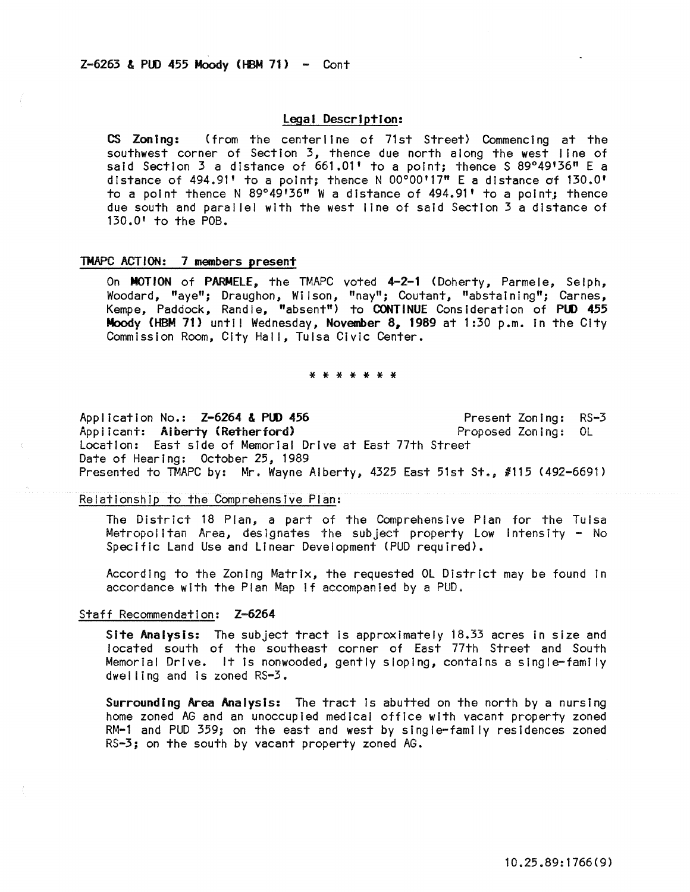Z-6263 & PUD 455 Moody (HBM 71) - Cont

### Legal Description:

**CS Zoning:** (from the centerline of 71st Street) Commencing at the southwest corner of Section 3, thence due north along the west line of said Section 3 a distance of 661.01' to a point; thence S 89°49'36" E a distance of 494.91' to a point; thence N 00°00'17" E a distance of 130.0' to a point thence N 89°49'36" W a distance of 494.91' to a point; thence due south and parallel with the west line of said Section 3 a distance of 130.0' to the POB.

TMAPC ACTION: 7 members present

On **MOTION** of **PARMELE**, the TMAPC voted **4-2-1** (Doherty, Parmele, Selph, Woodard, "aye"; Draughon, Wilson, "nay"; Coutant, "abstaining"; Carnes, Kempe, Paddock, Randle, "absent") to **CONTINUE** Consideration of **PUD 455 Moody (HBM 71)** until Wednesday, **November 8, 1989** at 1:30 p.m. in the City Commission Room, City Hall, Tulsa Civic Center.

* * * * * * *

Application No.: **Z-6264 & PUD 456** Present Zoning: RS-3
Applicant: **Alberty (Retherford)** Proposed Zoning: OL
Location: East side of Memorial Drive at East 77th Street
Date of Hearing: October 25, 1989
Presented to TMAPC by: Mr. Wayne Alberty, 4325 East 51st St., #115 (492-6691)

Relationship to the Comprehensive Plan:

The District 18 Plan, a part of the Comprehensive Plan for the Tulsa Metropolitan Area, designates the subject property Low Intensity - No Specific Land Use and Linear Development (PUD required).

According to the Zoning Matrix, the requested OL District may be found in accordance with the Plan Map if accompanied by a PUD.

Staff Recommendation: Z-6264

**Site Analysis:** The subject tract is approximately 18.33 acres in size and located south of the southeast corner of East 77th Street and South Memorial Drive. It is nonwooded, gently sloping, contains a single-family dwelling and is zoned RS-3.

**Surrounding Area Analysis:** The tract is abutted on the north by a nursing home zoned AG and an unoccupied medical office with vacant property zoned RM-1 and PUD 359; on the east and west by single-family residences zoned RS-3; on the south by vacant property zoned AG.

10.25.89:1766(9)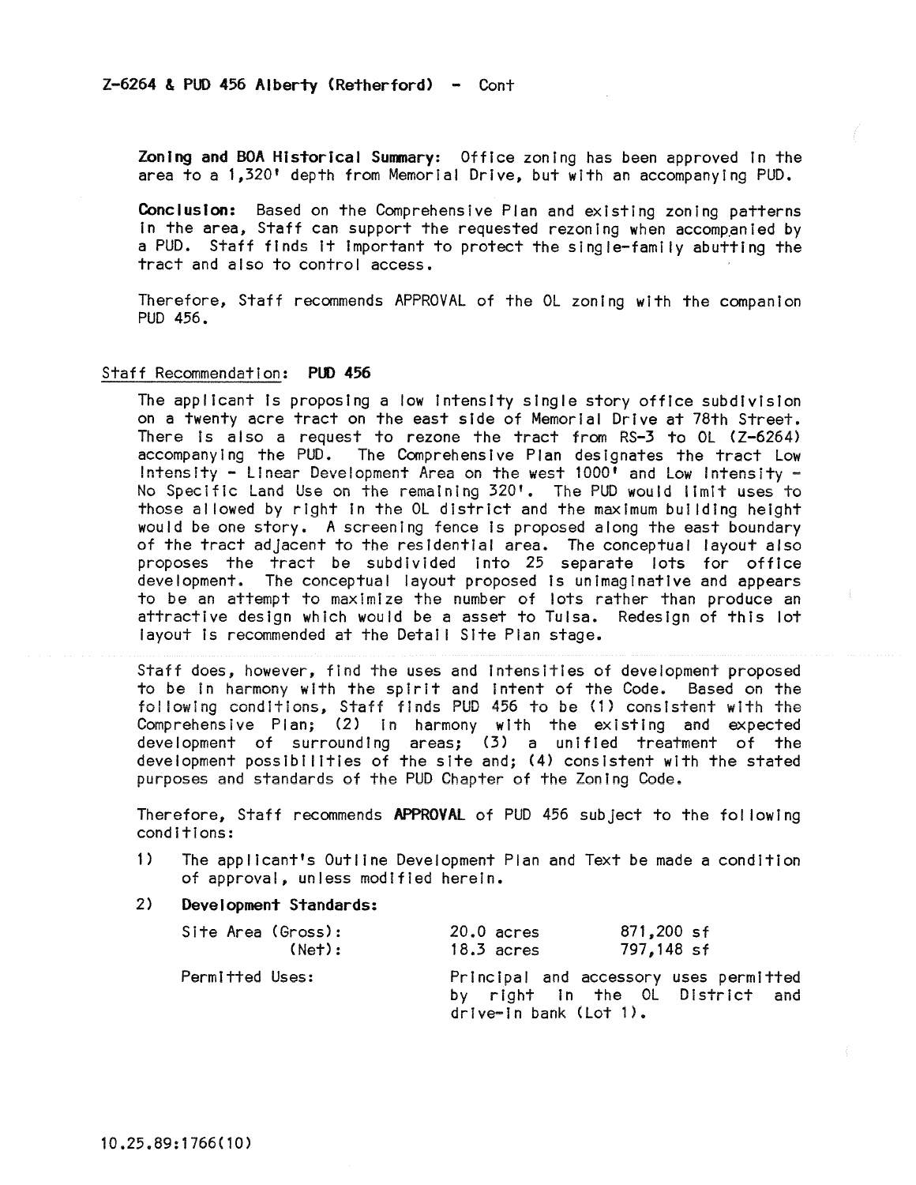Z-6264 & PUD 456 Alberty (Retherford) - Cont

**Zoning and BOA Historical Summary:** Office zoning has been approved in the area to a 1,320' depth from Memorial Drive, but with an accompanying PUD.

**Conclusion:** Based on the Comprehensive Plan and existing zoning patterns in the area, Staff can support the requested rezoning when accompanied by a PUD. Staff finds it important to protect the single-family abutting the tract and also to control access.

Therefore, Staff recommends APPROVAL of the OL zoning with the companion PUD 456.

Staff Recommendation: **PUD 456**

The applicant is proposing a low intensity single story office subdivision on a twenty acre tract on the east side of Memorial Drive at 78th Street. There is also a request to rezone the tract from RS-3 to OL (Z-6264) accompanying the PUD. The Comprehensive Plan designates the tract Low Intensity - Linear Development Area on the west 1000' and Low Intensity - No Specific Land Use on the remaining 320'. The PUD would limit uses to those allowed by right in the OL district and the maximum building height would be one story. A screening fence is proposed along the east boundary of the tract adjacent to the residential area. The conceptual layout also proposes the tract be subdivided into 25 separate lots for office development. The conceptual layout proposed is unimaginative and appears to be an attempt to maximize the number of lots rather than produce an attractive design which would be a asset to Tulsa. Redesign of this lot layout is recommended at the Detail Site Plan stage.

Staff does, however, find the uses and intensities of development proposed to be in harmony with the spirit and intent of the Code. Based on the following conditions, Staff finds PUD 456 to be (1) consistent with the Comprehensive Plan; (2) in harmony with the existing and expected development of surrounding areas; (3) a unified treatment of the development possibilities of the site and; (4) consistent with the stated purposes and standards of the PUD Chapter of the Zoning Code.

Therefore, Staff recommends **APPROVAL** of PUD 456 subject to the following conditions:

1) The applicant's Outline Development Plan and Text be made a condition of approval, unless modified herein.

2) **Development Standards:**

| | | |
|---|---|---|
| Site Area (Gross): | 20.0 acres | 871,200 sf |
| (Net): | 18.3 acres | 797,148 sf |
| Permitted Uses: | Principal and accessory uses permitted by right in the OL District and drive-in bank (Lot 1). | |

10.25.89:1766(10)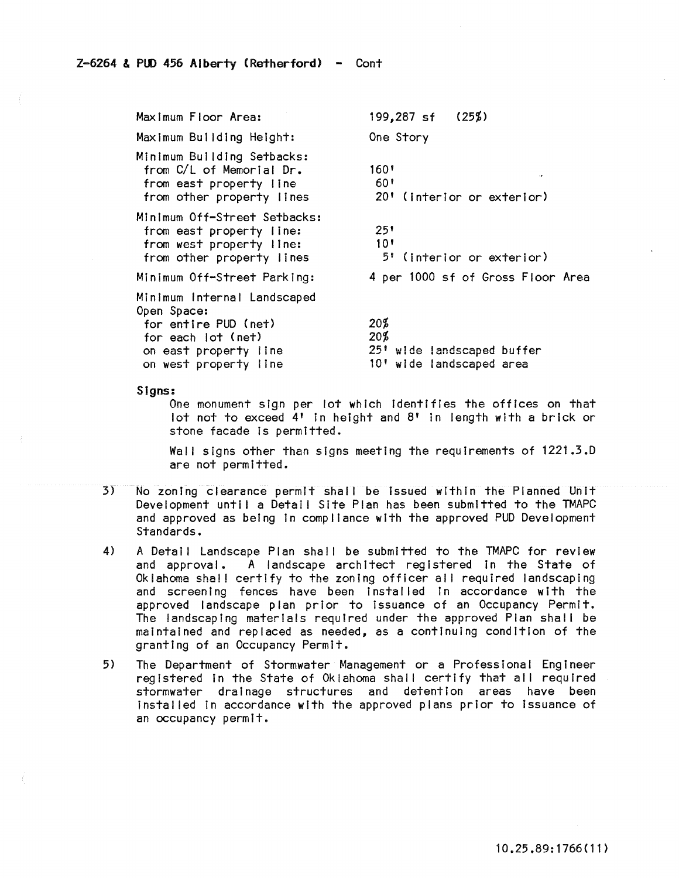Z-6264 & PUD 456 Alberty (Retherford) - Cont

| | |
|---|---|
| Maximum Floor Area: | 199,287 sf (25%) |
| Maximum Building Height: | One Story |
| Minimum Building Setbacks: | |
| from C/L of Memorial Dr. | 160' |
| from east property line | 60' |
| from other property lines | 20' (interior or exterior) |
| Minimum Off-Street Setbacks: | |
| from east property line: | 25' |
| from west property line: | 10' |
| from other property lines | 5' (interior or exterior) |
| Minimum Off-Street Parking: | 4 per 1000 sf of Gross Floor Area |
| Minimum Internal Landscaped Open Space: | |
| for entire PUD (net) | 20% |
| for each lot (net) | 20% |
| on east property line | 25' wide landscaped buffer |
| on west property line | 10' wide landscaped area |

**Signs:**

One monument sign per lot which identifies the offices on that lot not to exceed 4' in height and 8' in length with a brick or stone facade is permitted.

Wall signs other than signs meeting the requirements of 1221.3.D are not permitted.

3) No zoning clearance permit shall be issued within the Planned Unit Development until a Detail Site Plan has been submitted to the TMAPC and approved as being in compliance with the approved PUD Development Standards.

4) A Detail Landscape Plan shall be submitted to the TMAPC for review and approval. A landscape architect registered in the State of Oklahoma shall certify to the zoning officer all required landscaping and screening fences have been installed in accordance with the approved landscape plan prior to issuance of an Occupancy Permit. The landscaping materials required under the approved Plan shall be maintained and replaced as needed, as a continuing condition of the granting of an Occupancy Permit.

5) The Department of Stormwater Management or a Professional Engineer registered in the State of Oklahoma shall certify that all required stormwater drainage structures and detention areas have been installed in accordance with the approved plans prior to issuance of an occupancy permit.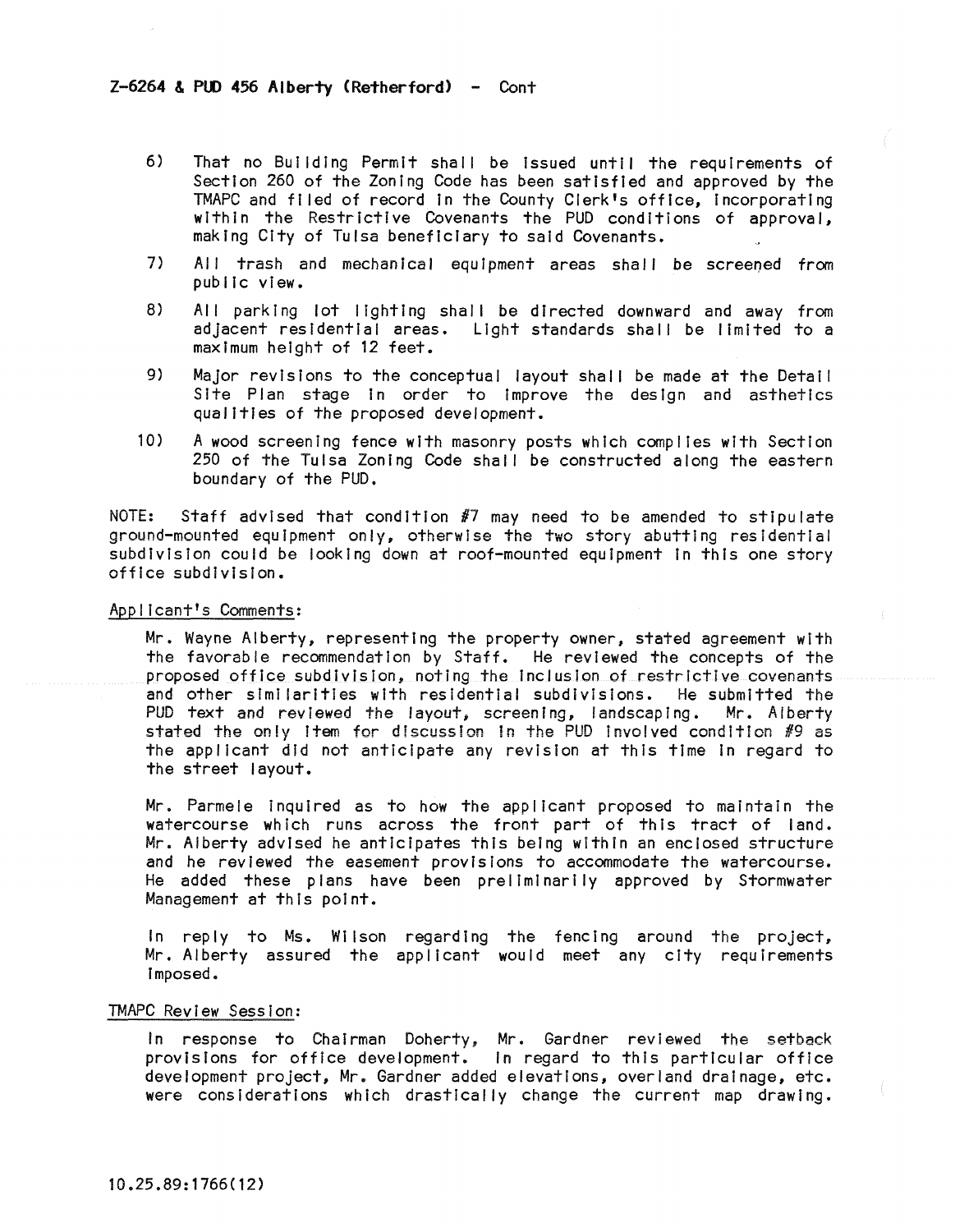**Z-6264 & PUD 456 Alberty (Retherford) - Cont**

6) That no Building Permit shall be issued until the requirements of Section 260 of the Zoning Code has been satisfied and approved by the TMAPC and filed of record in the County Clerk's office, incorporating within the Restrictive Covenants the PUD conditions of approval, making City of Tulsa beneficiary to said Covenants.

7) All trash and mechanical equipment areas shall be screened from public view.

8) All parking lot lighting shall be directed downward and away from adjacent residential areas. Light standards shall be limited to a maximum height of 12 feet.

9) Major revisions to the conceptual layout shall be made at the Detail Site Plan stage in order to improve the design and asthetics qualities of the proposed development.

10) A wood screening fence with masonry posts which complies with Section 250 of the Tulsa Zoning Code shall be constructed along the eastern boundary of the PUD.

NOTE: Staff advised that condition #7 may need to be amended to stipulate ground-mounted equipment only, otherwise the two story abutting residential subdivision could be looking down at roof-mounted equipment in this one story office subdivision.

Applicant's Comments:

Mr. Wayne Alberty, representing the property owner, stated agreement with the favorable recommendation by Staff. He reviewed the concepts of the proposed office subdivision, noting the inclusion of restrictive covenants and other similarities with residential subdivisions. He submitted the PUD text and reviewed the layout, screening, landscaping. Mr. Alberty stated the only item for discussion in the PUD involved condition #9 as the applicant did not anticipate any revision at this time in regard to the street layout.

Mr. Parmele inquired as to how the applicant proposed to maintain the watercourse which runs across the front part of this tract of land. Mr. Alberty advised he anticipates this being within an enclosed structure and he reviewed the easement provisions to accommodate the watercourse. He added these plans have been preliminarily approved by Stormwater Management at this point.

In reply to Ms. Wilson regarding the fencing around the project, Mr. Alberty assured the applicant would meet any city requirements imposed.

TMAPC Review Session:

In response to Chairman Doherty, Mr. Gardner reviewed the setback provisions for office development. In regard to this particular office development project, Mr. Gardner added elevations, overland drainage, etc. were considerations which drastically change the current map drawing.

10.25.89:1766(12)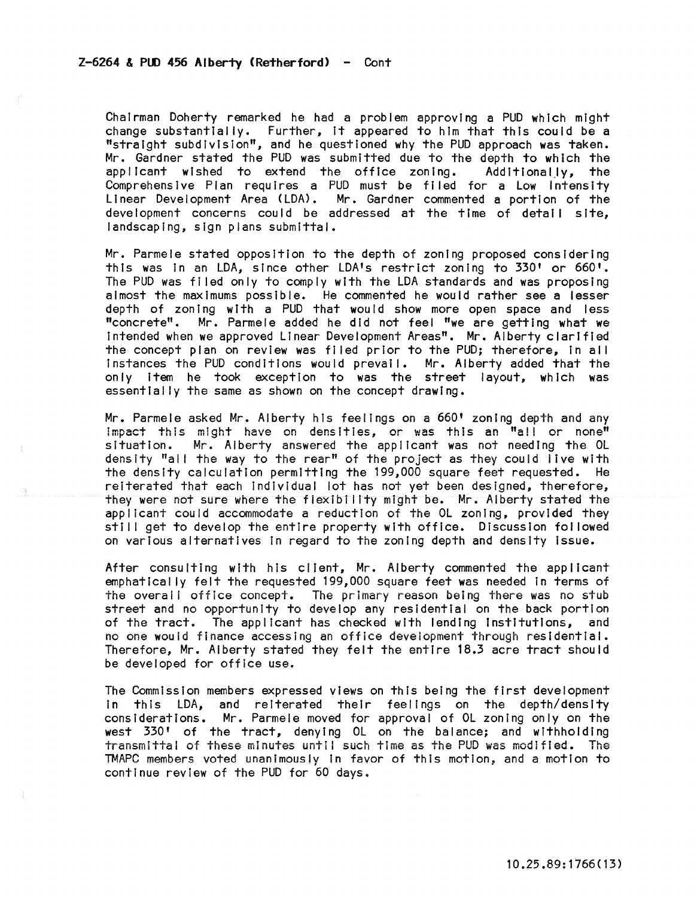**Z-6264 & PUD 456 Alberty (Retherford) - Cont**

Chairman Doherty remarked he had a problem approving a PUD which might change substantially. Further, it appeared to him that this could be a "straight subdivision", and he questioned why the PUD approach was taken. Mr. Gardner stated the PUD was submitted due to the depth to which the applicant wished to extend the office zoning. Additionally, the Comprehensive Plan requires a PUD must be filed for a Low Intensity Linear Development Area (LDA). Mr. Gardner commented a portion of the development concerns could be addressed at the time of detail site, landscaping, sign plans submittal.

Mr. Parmele stated opposition to the depth of zoning proposed considering this was in an LDA, since other LDA's restrict zoning to 330' or 660'. The PUD was filed only to comply with the LDA standards and was proposing almost the maximums possible. He commented he would rather see a lesser depth of zoning with a PUD that would show more open space and less "concrete". Mr. Parmele added he did not feel "we are getting what we intended when we approved Linear Development Areas". Mr. Alberty clarified the concept plan on review was filed prior to the PUD; therefore, in all instances the PUD conditions would prevail. Mr. Alberty added that the only item he took exception to was the street layout, which was essentially the same as shown on the concept drawing.

Mr. Parmele asked Mr. Alberty his feelings on a 660' zoning depth and any impact this might have on densities, or was this an "all or none" situation. Mr. Alberty answered the applicant was not needing the OL density "all the way to the rear" of the project as they could live with the density calculation permitting the 199,000 square feet requested. He reiterated that each individual lot has not yet been designed, therefore, they were not sure where the flexibility might be. Mr. Alberty stated the applicant could accommodate a reduction of the OL zoning, provided they still get to develop the entire property with office. Discussion followed on various alternatives in regard to the zoning depth and density issue.

After consulting with his client, Mr. Alberty commented the applicant emphatically felt the requested 199,000 square feet was needed in terms of the overall office concept. The primary reason being there was no stub street and no opportunity to develop any residential on the back portion of the tract. The applicant has checked with lending institutions, and no one would finance accessing an office development through residential. Therefore, Mr. Alberty stated they felt the entire 18.3 acre tract should be developed for office use.

The Commission members expressed views on this being the first development in this LDA, and reiterated their feelings on the depth/density considerations. Mr. Parmele moved for approval of OL zoning only on the west 330' of the tract, denying OL on the balance; and withholding transmittal of these minutes until such time as the PUD was modified. The TMAPC members voted unanimously in favor of this motion, and a motion to continue review of the PUD for 60 days.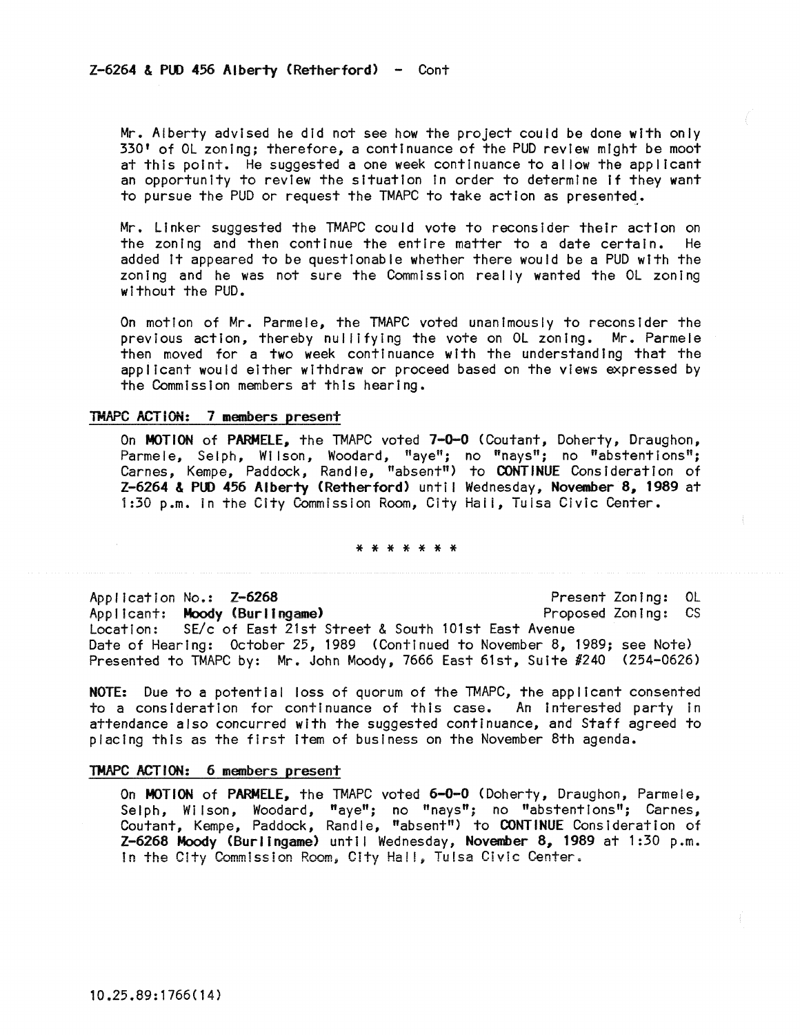Z-6264 & PUD 456 Alberty (Retherford) - Cont

Mr. Alberty advised he did not see how the project could be done with only 330' of OL zoning; therefore, a continuance of the PUD review might be moot at this point. He suggested a one week continuance to allow the applicant an opportunity to review the situation in order to determine if they want to pursue the PUD or request the TMAPC to take action as presented.

Mr. Linker suggested the TMAPC could vote to reconsider their action on the zoning and then continue the entire matter to a date certain. He added it appeared to be questionable whether there would be a PUD with the zoning and he was not sure the Commission really wanted the OL zoning without the PUD.

On motion of Mr. Parmele, the TMAPC voted unanimously to reconsider the previous action, thereby nullifying the vote on OL zoning. Mr. Parmele then moved for a two week continuance with the understanding that the applicant would either withdraw or proceed based on the views expressed by the Commission members at this hearing.

**TMAPC ACTION: 7 members present**

On **MOTION** of **PARMELE**, the TMAPC voted **7-0-0** (Coutant, Doherty, Draughon, Parmele, Selph, Wilson, Woodard, "aye"; no "nays"; no "abstentions"; Carnes, Kempe, Paddock, Randle, "absent") to **CONTINUE** Consideration of **Z-6264 & PUD 456 Alberty (Retherford)** until Wednesday, **November 8, 1989** at 1:30 p.m. in the City Commission Room, City Hall, Tulsa Civic Center.

* * * * * * *

Application No.: **Z-6268** Present Zoning: OL
Applicant: **Moody (Burlingame)** Proposed Zoning: CS
Location: SE/c of East 21st Street & South 101st East Avenue
Date of Hearing: October 25, 1989 (Continued to November 8, 1989; see Note)
Presented to TMAPC by: Mr. John Moody, 7666 East 61st, Suite #240 (254-0626)

**NOTE:** Due to a potential loss of quorum of the TMAPC, the applicant consented to a consideration for continuance of this case. An interested party in attendance also concurred with the suggested continuance, and Staff agreed to placing this as the first item of business on the November 8th agenda.

**TMAPC ACTION: 6 members present**

On **MOTION** of **PARMELE**, the TMAPC voted **6-0-0** (Doherty, Draughon, Parmele, Selph, Wilson, Woodard, "aye"; no "nays"; no "abstentions"; Carnes, Coutant, Kempe, Paddock, Randle, "absent") to **CONTINUE** Consideration of **Z-6268 Moody (Burlingame)** until Wednesday, **November 8, 1989** at 1:30 p.m. in the City Commission Room, City Hall, Tulsa Civic Center.

10.25.89:1766(14)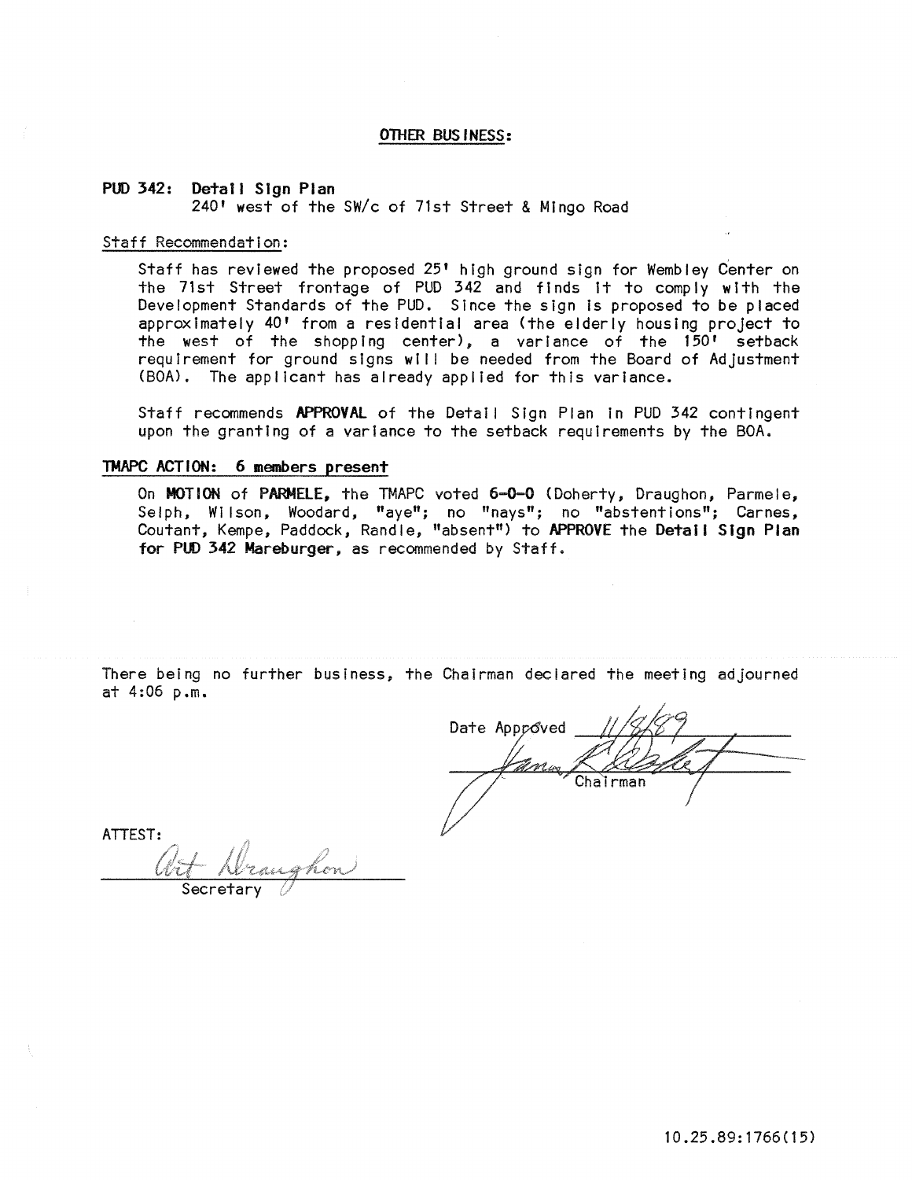## OTHER BUSINESS:

**PUD 342: Detail Sign Plan**
240' west of the SW/c of 71st Street & Mingo Road

Staff Recommendation:

Staff has reviewed the proposed 25' high ground sign for Wembley Center on the 71st Street frontage of PUD 342 and finds it to comply with the Development Standards of the PUD. Since the sign is proposed to be placed approximately 40' from a residential area (the elderly housing project to the west of the shopping center), a variance of the 150' setback requirement for ground signs will be needed from the Board of Adjustment (BOA). The applicant has already applied for this variance.

Staff recommends **APPROVAL** of the Detail Sign Plan in PUD 342 contingent upon the granting of a variance to the setback requirements by the BOA.

**TMAPC ACTION: 6 members present**

On **MOTION** of **PARMELE**, the TMAPC voted **6-0-0** (Doherty, Draughon, Parmele, Selph, Wilson, Woodard, "aye"; no "nays"; no "abstentions"; Carnes, Coutant, Kempe, Paddock, Randle, "absent") to **APPROVE** the **Detail Sign Plan for PUD 342 Mareburger**, as recommended by Staff.

There being no further business, the Chairman declared the meeting adjourned at 4:06 p.m.

Date Approved 11/8/89

Chairman

ATTEST:

Secretary

10.25.89:1766(15)